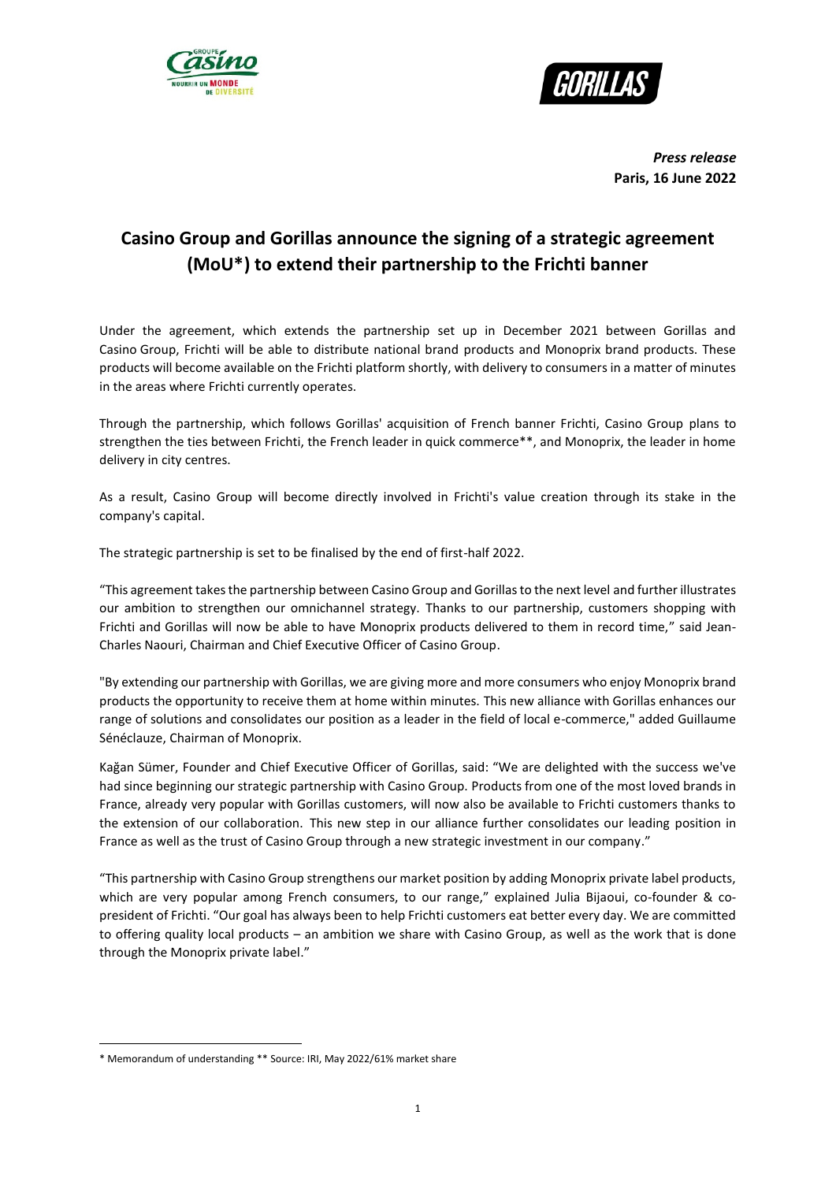***Press release***
**Paris, 16 June 2022**

# Casino Group and Gorillas announce the signing of a strategic agreement (MoU*) to extend their partnership to the Frichti banner

Under the agreement, which extends the partnership set up in December 2021 between Gorillas and Casino Group, Frichti will be able to distribute national brand products and Monoprix brand products. These products will become available on the Frichti platform shortly, with delivery to consumers in a matter of minutes in the areas where Frichti currently operates.

Through the partnership, which follows Gorillas' acquisition of French banner Frichti, Casino Group plans to strengthen the ties between Frichti, the French leader in quick commerce**, and Monoprix, the leader in home delivery in city centres.

As a result, Casino Group will become directly involved in Frichti's value creation through its stake in the company's capital.

The strategic partnership is set to be finalised by the end of first-half 2022.

"This agreement takes the partnership between Casino Group and Gorillas to the next level and further illustrates our ambition to strengthen our omnichannel strategy. Thanks to our partnership, customers shopping with Frichti and Gorillas will now be able to have Monoprix products delivered to them in record time," said Jean-Charles Naouri, Chairman and Chief Executive Officer of Casino Group.

"By extending our partnership with Gorillas, we are giving more and more consumers who enjoy Monoprix brand products the opportunity to receive them at home within minutes. This new alliance with Gorillas enhances our range of solutions and consolidates our position as a leader in the field of local e-commerce," added Guillaume Sénéclauze, Chairman of Monoprix.

Kağan Sümer, Founder and Chief Executive Officer of Gorillas, said: "We are delighted with the success we've had since beginning our strategic partnership with Casino Group. Products from one of the most loved brands in France, already very popular with Gorillas customers, will now also be available to Frichti customers thanks to the extension of our collaboration. This new step in our alliance further consolidates our leading position in France as well as the trust of Casino Group through a new strategic investment in our company."

"This partnership with Casino Group strengthens our market position by adding Monoprix private label products, which are very popular among French consumers, to our range," explained Julia Bijaoui, co-founder & co-president of Frichti. "Our goal has always been to help Frichti customers eat better every day. We are committed to offering quality local products – an ambition we share with Casino Group, as well as the work that is done through the Monoprix private label."

---

\* Memorandum of understanding ** Source: IRI, May 2022/61% market share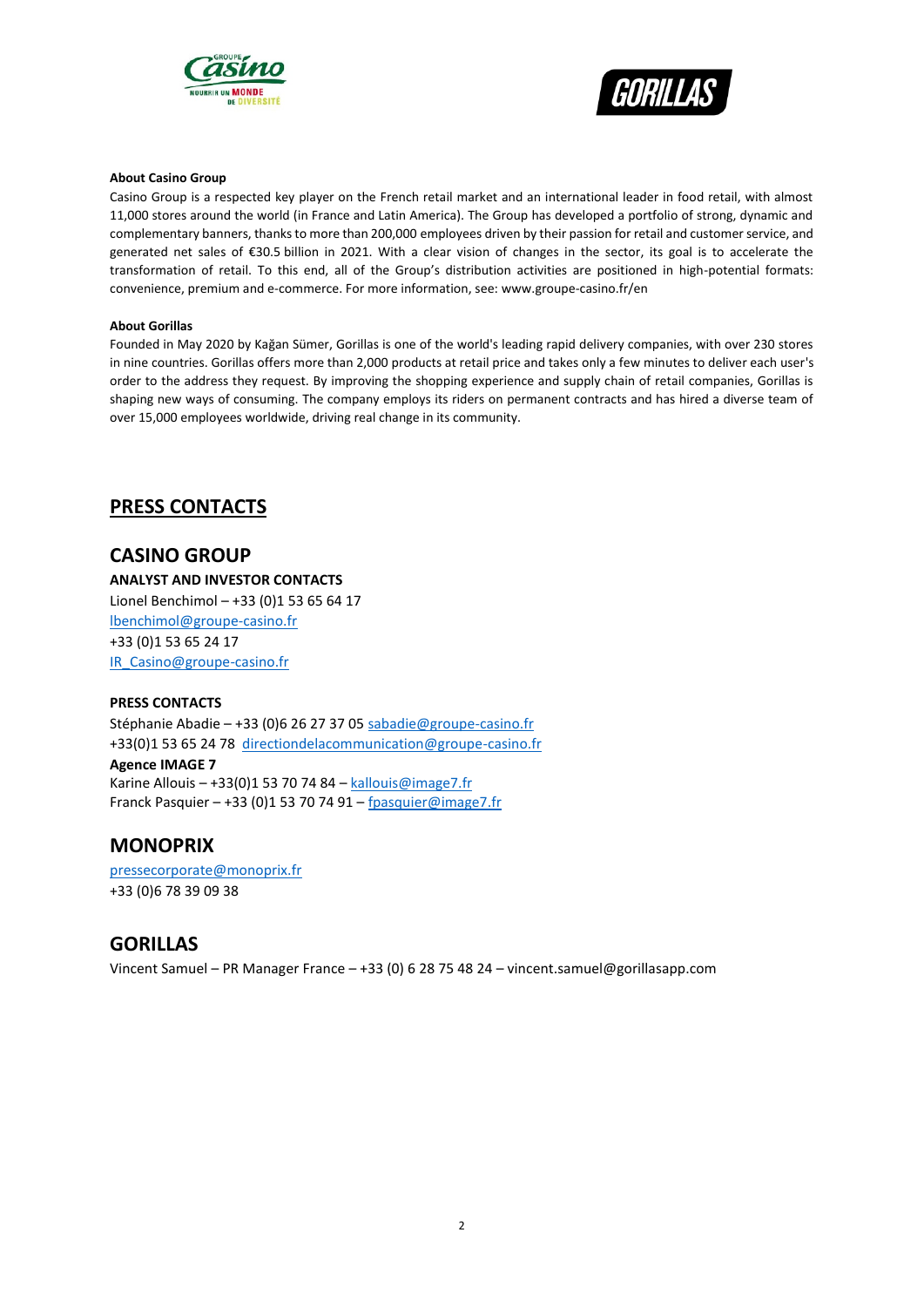**About Casino Group**

Casino Group is a respected key player on the French retail market and an international leader in food retail, with almost 11,000 stores around the world (in France and Latin America). The Group has developed a portfolio of strong, dynamic and complementary banners, thanks to more than 200,000 employees driven by their passion for retail and customer service, and generated net sales of €30.5 billion in 2021. With a clear vision of changes in the sector, its goal is to accelerate the transformation of retail. To this end, all of the Group's distribution activities are positioned in high-potential formats: convenience, premium and e-commerce. For more information, see: www.groupe-casino.fr/en

**About Gorillas**

Founded in May 2020 by Kağan Sümer, Gorillas is one of the world's leading rapid delivery companies, with over 230 stores in nine countries. Gorillas offers more than 2,000 products at retail price and takes only a few minutes to deliver each user's order to the address they request. By improving the shopping experience and supply chain of retail companies, Gorillas is shaping new ways of consuming. The company employs its riders on permanent contracts and has hired a diverse team of over 15,000 employees worldwide, driving real change in its community.

# PRESS CONTACTS

## CASINO GROUP

**ANALYST AND INVESTOR CONTACTS**

Lionel Benchimol – +33 (0)1 53 65 64 17
lbenchimol@groupe-casino.fr
+33 (0)1 53 65 24 17
IR_Casino@groupe-casino.fr

**PRESS CONTACTS**

Stéphanie Abadie – +33 (0)6 26 27 37 05 sabadie@groupe-casino.fr
+33(0)1 53 65 24 78 directiondelacommunication@groupe-casino.fr

**Agence IMAGE 7**

Karine Allouis – +33(0)1 53 70 74 84 – kallouis@image7.fr
Franck Pasquier – +33 (0)1 53 70 74 91 – fpasquier@image7.fr

## MONOPRIX

pressecorporate@monoprix.fr
+33 (0)6 78 39 09 38

## GORILLAS

Vincent Samuel – PR Manager France – +33 (0) 6 28 75 48 24 – vincent.samuel@gorillasapp.com